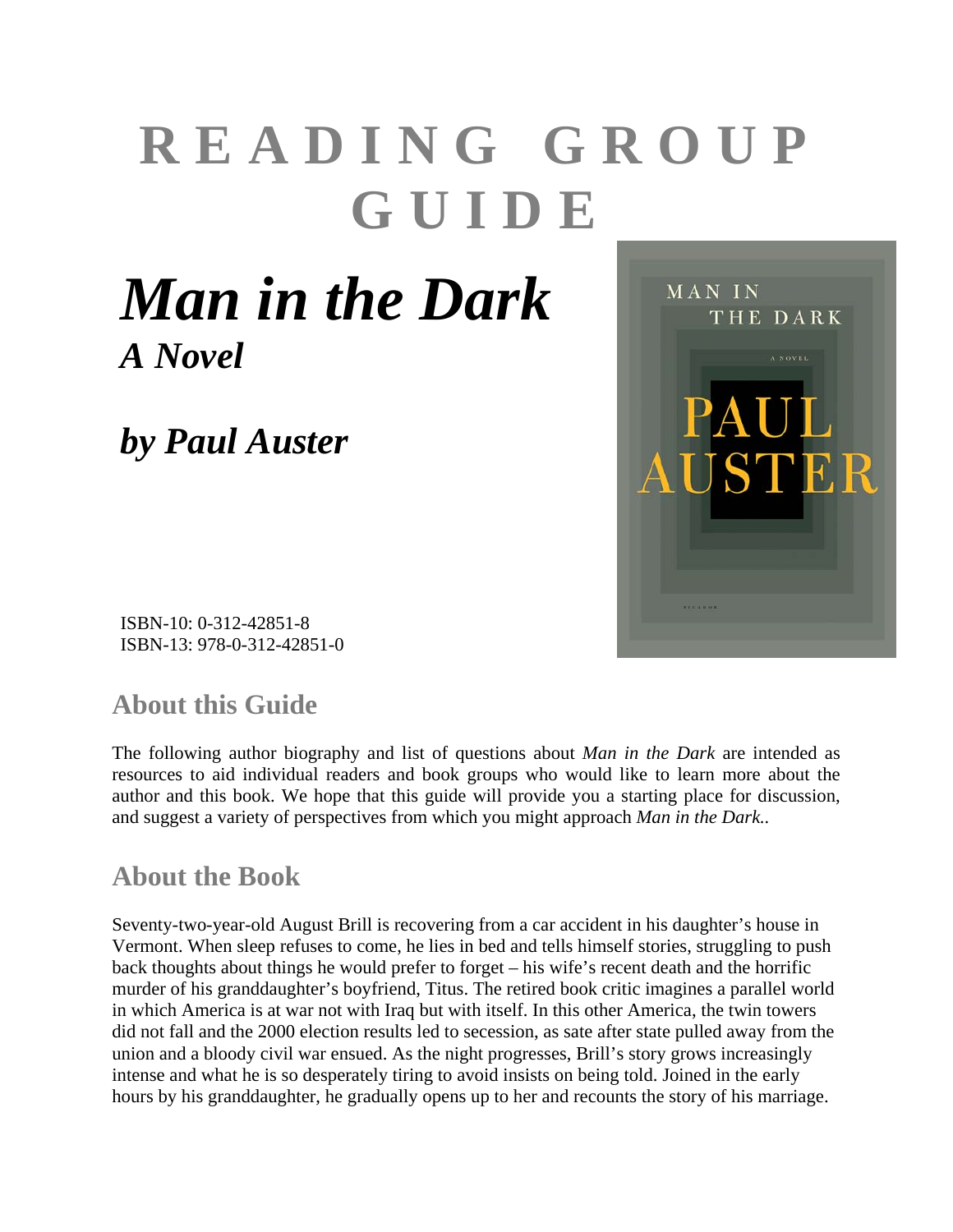# READING GROUP GUIDE

# *Man in the Dark*

## *A Novel*

## *by Paul Auster*

ISBN-10: 0-312-42851-8
ISBN-13: 978-0-312-42851-0

## About this Guide

The following author biography and list of questions about *Man in the Dark* are intended as resources to aid individual readers and book groups who would like to learn more about the author and this book. We hope that this guide will provide you a starting place for discussion, and suggest a variety of perspectives from which you might approach *Man in the Dark*..

## About the Book

Seventy-two-year-old August Brill is recovering from a car accident in his daughter's house in Vermont. When sleep refuses to come, he lies in bed and tells himself stories, struggling to push back thoughts about things he would prefer to forget – his wife's recent death and the horrific murder of his granddaughter's boyfriend, Titus. The retired book critic imagines a parallel world in which America is at war not with Iraq but with itself. In this other America, the twin towers did not fall and the 2000 election results led to secession, as sate after state pulled away from the union and a bloody civil war ensued. As the night progresses, Brill's story grows increasingly intense and what he is so desperately tiring to avoid insists on being told. Joined in the early hours by his granddaughter, he gradually opens up to her and recounts the story of his marriage.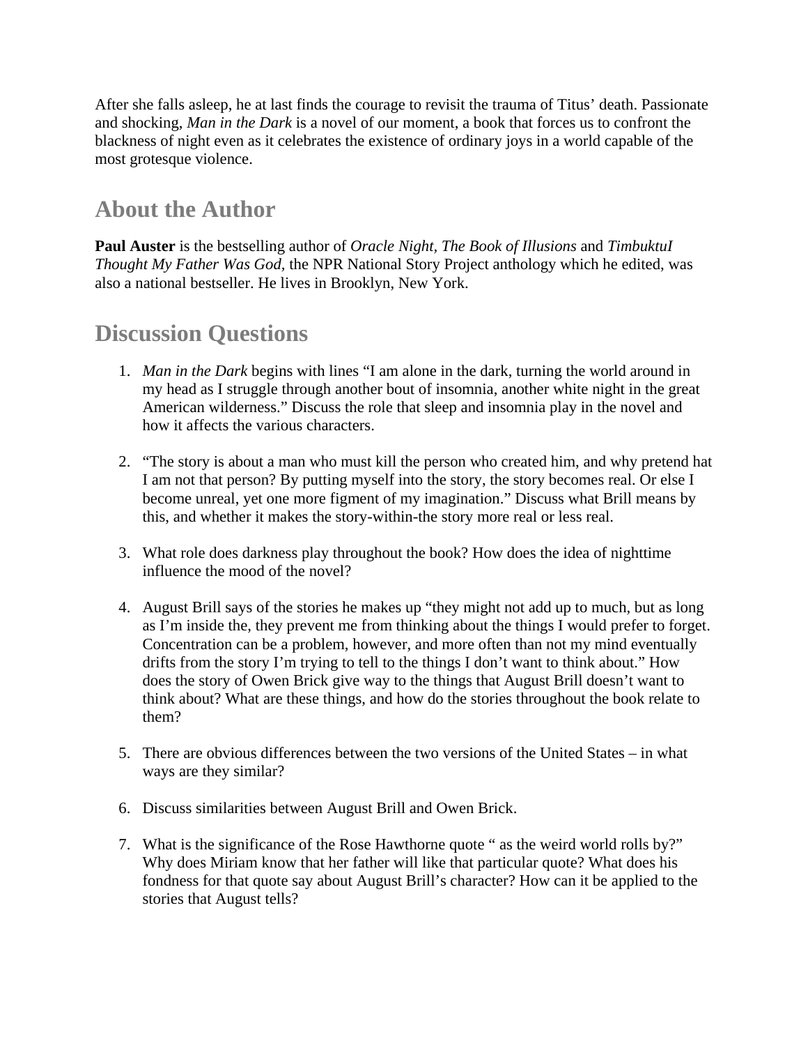After she falls asleep, he at last finds the courage to revisit the trauma of Titus' death. Passionate and shocking, *Man in the Dark* is a novel of our moment, a book that forces us to confront the blackness of night even as it celebrates the existence of ordinary joys in a world capable of the most grotesque violence.

## About the Author

**Paul Auster** is the bestselling author of *Oracle Night, The Book of Illusions* and *TimbuktuI Thought My Father Was God,* the NPR National Story Project anthology which he edited, was also a national bestseller. He lives in Brooklyn, New York.

## Discussion Questions

1. *Man in the Dark* begins with lines "I am alone in the dark, turning the world around in my head as I struggle through another bout of insomnia, another white night in the great American wilderness." Discuss the role that sleep and insomnia play in the novel and how it affects the various characters.

2. "The story is about a man who must kill the person who created him, and why pretend hat I am not that person? By putting myself into the story, the story becomes real. Or else I become unreal, yet one more figment of my imagination." Discuss what Brill means by this, and whether it makes the story-within-the story more real or less real.

3. What role does darkness play throughout the book? How does the idea of nighttime influence the mood of the novel?

4. August Brill says of the stories he makes up "they might not add up to much, but as long as I'm inside the, they prevent me from thinking about the things I would prefer to forget. Concentration can be a problem, however, and more often than not my mind eventually drifts from the story I'm trying to tell to the things I don't want to think about." How does the story of Owen Brick give way to the things that August Brill doesn't want to think about? What are these things, and how do the stories throughout the book relate to them?

5. There are obvious differences between the two versions of the United States – in what ways are they similar?

6. Discuss similarities between August Brill and Owen Brick.

7. What is the significance of the Rose Hawthorne quote " as the weird world rolls by?" Why does Miriam know that her father will like that particular quote? What does his fondness for that quote say about August Brill's character? How can it be applied to the stories that August tells?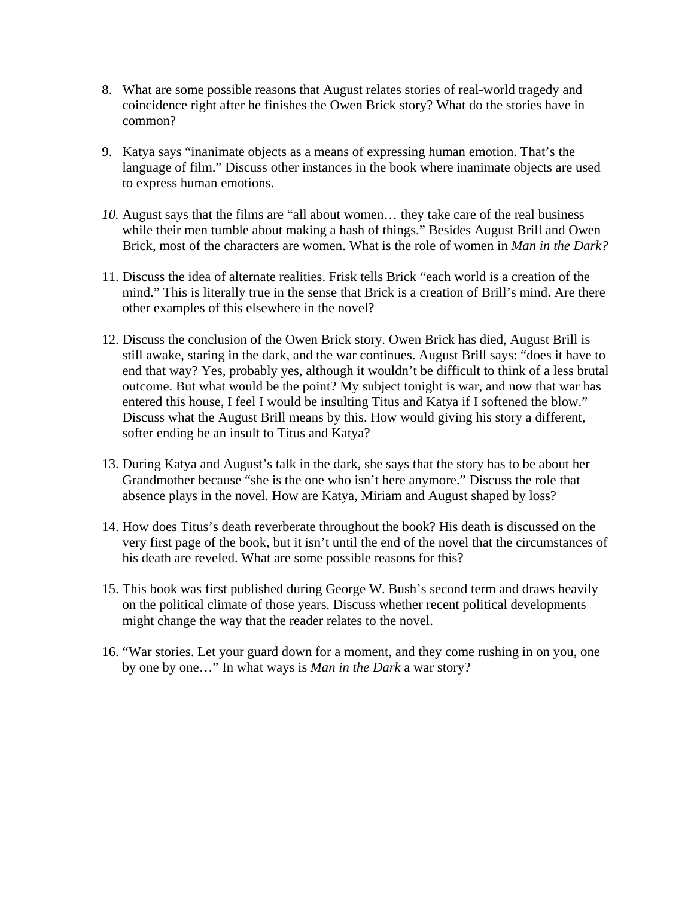8. What are some possible reasons that August relates stories of real-world tragedy and coincidence right after he finishes the Owen Brick story? What do the stories have in common?

9. Katya says "inanimate objects as a means of expressing human emotion. That's the language of film." Discuss other instances in the book where inanimate objects are used to express human emotions.

10. August says that the films are "all about women… they take care of the real business while their men tumble about making a hash of things." Besides August Brill and Owen Brick, most of the characters are women. What is the role of women in *Man in the Dark?*

11. Discuss the idea of alternate realities. Frisk tells Brick "each world is a creation of the mind." This is literally true in the sense that Brick is a creation of Brill's mind. Are there other examples of this elsewhere in the novel?

12. Discuss the conclusion of the Owen Brick story. Owen Brick has died, August Brill is still awake, staring in the dark, and the war continues. August Brill says: "does it have to end that way? Yes, probably yes, although it wouldn't be difficult to think of a less brutal outcome. But what would be the point? My subject tonight is war, and now that war has entered this house, I feel I would be insulting Titus and Katya if I softened the blow." Discuss what the August Brill means by this. How would giving his story a different, softer ending be an insult to Titus and Katya?

13. During Katya and August's talk in the dark, she says that the story has to be about her Grandmother because "she is the one who isn't here anymore." Discuss the role that absence plays in the novel. How are Katya, Miriam and August shaped by loss?

14. How does Titus's death reverberate throughout the book? His death is discussed on the very first page of the book, but it isn't until the end of the novel that the circumstances of his death are reveled. What are some possible reasons for this?

15. This book was first published during George W. Bush's second term and draws heavily on the political climate of those years. Discuss whether recent political developments might change the way that the reader relates to the novel.

16. "War stories. Let your guard down for a moment, and they come rushing in on you, one by one by one…" In what ways is *Man in the Dark* a war story?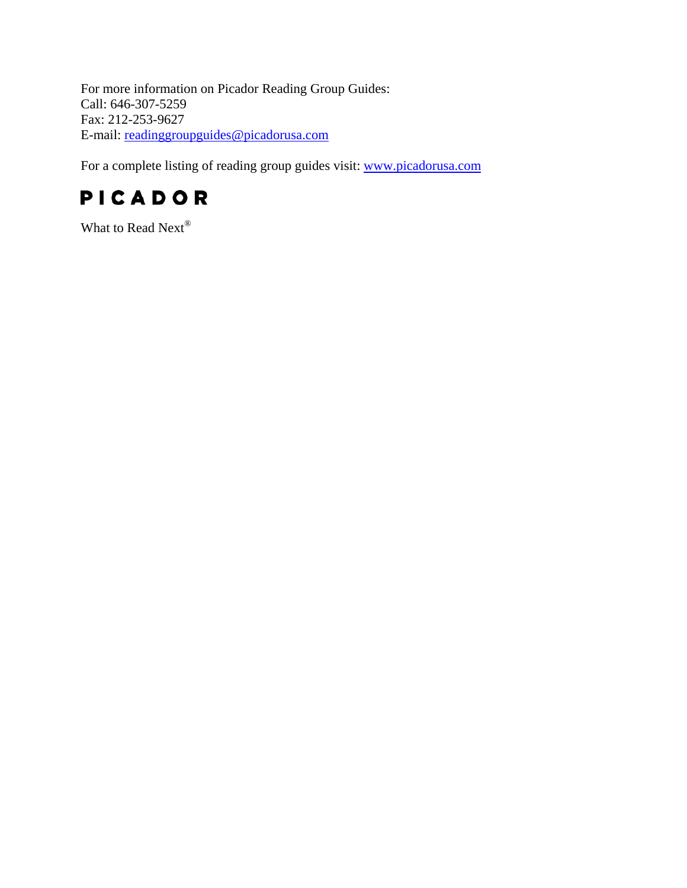For more information on Picador Reading Group Guides:
Call: 646-307-5259
Fax: 212-253-9627
E-mail: readinggroupguides@picadorusa.com

For a complete listing of reading group guides visit: www.picadorusa.com

**PICADOR**

What to Read Next®